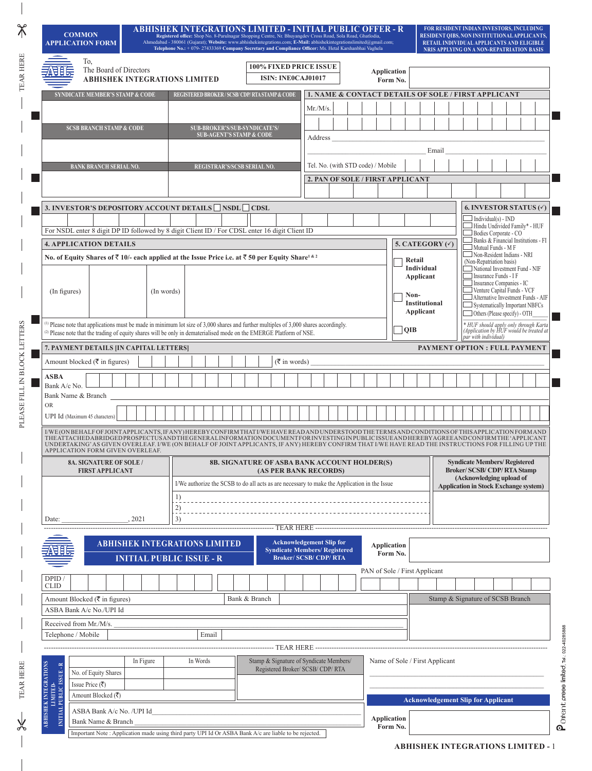**COMMON APPLICATION FORM**

# ABHISHEK INTEGRATIONS LIMITED - INITIAL PUBLIC OFFER - R

**Registered office:** Shop No. 8-Parulnagar Shopping Centre, Nr. Bhuyangdev Cross Road, Sola Road, Ghatlodia, Ahmedabad - 380061 (Gujarat); **Website:** www.abhishekintegrations.com; **E-Mail:** abhishekintegrationslimited@gmail.com; **Telephone No.:** + 079- 27433369 **Company Secretary and Compliance Officer:** Ms. Hetal Karshanbhai Vaghela

**FOR RESIDENT INDIAN INVESTORS, INCLUDING RESIDENT QIBS, NON INSTITUTIONAL APPLICANTS, RETAIL INDIVIDUAL APPLICANTS AND ELIGIBLE NRIS APPLYING ON A NON-REPATRIATION BASIS**

To,
The Board of Directors
**ABHISHEK INTEGRATIONS LIMITED**

**100% FIXED PRICE ISSUE**
**ISIN: INE0CAJ01017**

**Application Form No.**

| SYNDICATE MEMBER'S STAMP & CODE | REGISTERED BROKER / SCSB/ CDP/ RTA STAMP & CODE |
|---|---|
| | |
| **SCSB BRANCH STAMP & CODE** | **SUB-BROKER'S/SUB-SYNDICATE'S/ SUB-AGENT'S STAMP & CODE** |
| | |
| **BANK BRANCH SERIAL NO.** | **REGISTRAR'S/SCSB SERIAL NO.** |
| | |

**1. NAME & CONTACT DETAILS OF SOLE / FIRST APPLICANT**

Mr./M/s.

Address

Email

Tel. No. (with STD code) / Mobile

**2. PAN OF SOLE / FIRST APPLICANT**

**3. INVESTOR'S DEPOSITORY ACCOUNT DETAILS** ☐ NSDL ☐ CDSL

For NSDL enter 8 digit DP ID followed by 8 digit Client ID / For CDSL enter 16 digit Client ID

**4. APPLICATION DETAILS**

**No. of Equity Shares of ₹ 10/- each applied at the Issue Price i.e. at ₹ 50 per Equity Share[1 & 2]**

| (In figures) | | (In words) | |
|---|---|---|---|
| | | | |

[(1)] Please note that applications must be made in minimum lot size of 3,000 shares and further multiples of 3,000 shares accordingly.
[(2)] Please note that the trading of equity shares will be only in dematerialised mode on the EMERGE Platform of NSE.

**5. CATEGORY (✓)**

☐ **Retail Individual Applicant**
☐ **Non-Institutional Applicant**
☐ **QIB**

**6. INVESTOR STATUS (✓)**

- ☐ Individual(s) - IND
- ☐ Hindu Undivided Family* - HUF
- ☐ Bodies Corporate - CO
- ☐ Banks & Financial Institutions - FI
- ☐ Mutual Funds - M F
- ☐ Non-Resident Indians - NRI (Non-Repatriation basis)
- ☐ National Investment Fund - NIF
- ☐ Insurance Funds - I F
- ☐ Insurance Companies - IC
- ☐ Venture Capital Funds - VCF
- ☐ Alternative Investment Funds - AIF
- ☐ Systematically Important NBFCs
- ☐ Others (Please specify) - OTH____

*\* HUF should apply only through Karta (Application by HUF would be treated at par with individual)*

**7. PAYMENT DETAILS [IN CAPITAL LETTERS]** — **PAYMENT OPTION : FULL PAYMENT**

Amount blocked (₹ in figures) | (₹ in words)

**ASBA**
Bank A/c No.

Bank Name & Branch

OR

UPI Id (Maximum 45 characters)

I/WE (ON BEHALF OF JOINT APPLICANTS, IF ANY) HEREBY CONFIRM THAT I/WE HAVE READ AND UNDERSTOOD THE TERMS AND CONDITIONS OF THIS APPLICATION FORM AND THE ATTACHED ABRIDGED PROSPECTUS AND THE GENERAL INFORMATION DOCUMENT FOR INVESTING IN PUBLIC ISSUE AND HEREBY AGREE AND CONFIRM THE 'APPLICANT UNDERTAKING' AS GIVEN OVERLEAF. I/WE (ON BEHALF OF JOINT APPLICANTS, IF ANY) HEREBY CONFIRM THAT I/WE HAVE READ THE INSTRUCTIONS FOR FILLING UP THE APPLICATION FORM GIVEN OVERLEAF.

| 8A. SIGNATURE OF SOLE / FIRST APPLICANT | 8B. SIGNATURE OF ASBA BANK ACCOUNT HOLDER(S) (AS PER BANK RECORDS) | Syndicate Members/ Registered Broker/ SCSB/ CDP/ RTA Stamp (Acknowledging upload of Application in Stock Exchange system) |
|---|---|---|
| Date: ____________, 2021 | I/We authorize the SCSB to do all acts as are necessary to make the Application in the Issue<br>1)<br>2)<br>3) | |

TEAR HERE

**ABHISHEK INTEGRATIONS LIMITED**
**INITIAL PUBLIC ISSUE - R**

**Acknowledgement Slip for Syndicate Members/ Registered Broker/ SCSB/ CDP/ RTA**

**Application Form No.**

DPID / CLID

PAN of Sole / First Applicant

Amount Blocked (₹ in figures) | Bank & Branch

ASBA Bank A/c No./UPI Id

Received from Mr./M/s.

Telephone / Mobile | Email

Stamp & Signature of SCSB Branch

TEAR HERE

**ABHISHEK INTEGRATIONS LIMITED- INITIAL PUBLIC ISSUE - R**

| | In Figure | In Words |
|---|---|---|
| No. of Equity Shares | | |
| Issue Price (₹) | | |
| Amount Blocked (₹) | | |

Stamp & Signature of Syndicate Members/ Registered Broker/ SCSB/ CDP/ RTA

Name of Sole / First Applicant

**Acknowledgement Slip for Applicant**

ASBA Bank A/c No. /UPI Id

Bank Name & Branch

**Application Form No.**

Important Note : Application made using third party UPI Id Or ASBA Bank A/c are liable to be rejected.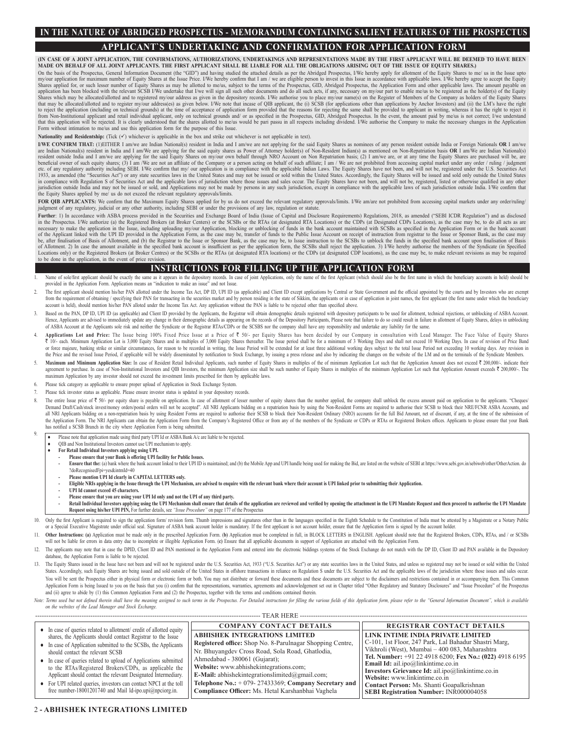# IN THE NATURE OF ABRIDGED PROSPECTUS - MEMORANDUM CONTAINING SALIENT FEATURES OF THE PROSPECTUS

## APPLICANT`S UNDERTAKING AND CONFIRMATION FOR APPLICATION FORM

**(IN CASE OF A JOINT APPLICATION, THE CONFIRMATIONS, AUTHORIZATIONS, UNDERTAKINGS AND REPRESENTATIONS MADE BY THE FIRST APPLICANT WILL BE DEEMED TO HAVE BEEN MADE ON BEHALF OF ALL JOINT APPLICANTS. THE FIRST APPLICANT SHALL BE LIABLE FOR ALL THE OBLIGATIONS ARISING OUT OF THE ISSUE OF EQUITY SHARES.)**

On the basis of the Prospectus, General Information Document (the "GID") and having studied the attached details as per the Abridged Prospectus, I/We hereby apply for allotment of the Equity Shares to me/ us in the Issue upto my/our application for maximum number of Equity Shares at the Issue Price. I/We hereby confirm that I am / we are eligible person to invest in this Issue in accordance with applicable laws. I/We hereby agree to accept the Equity Shares applied for, or such lesser number of Equity Shares as may be allotted to me/us, subject to the terms of the Prospectus, GID, Abridged Prospectus, the Application Form and other applicable laws. The amount payable on application has been blocked with the relevant SCSB I/We undertake that I/we will sign all such other documents and do all such acts, if any, necessary on my/our part to enable me/us to be registered as the holder(s) of the Equity Shares which may be allocated/allotted and to registered my/our address as given in the depository records. I/We authorise you to place my/our name(s) on the Register of Members of the Company as holders of the Equity Shares that may be allocated/allotted and to register my/our address(es) as given below. I/We note that incase of QIB applicant, the (i) SCSB (for applications other than applications by Anchor Investors) and (ii) the LM's have the right to reject the application (including on technical grounds) at the time of acceptance of application form provided that the reasons for rejecting the same shall be provided to applicant in writing, whereas it has the right to reject it from Non-Institutional applicant and retail individual applicant, only on technical grounds and/ or as specified in the Prospectus, GID, Abridged Prospectus. In the event, the amount paid by me/us is not correct; I/we understand that this application will be rejected. It is clearly understood that the shares allotted to me/us would be pari passu in all respects including dividend. I/We authorise the Company to make the necessary changes in the Application Form without intimation to me/us and use this application form for the purpose of this Issue.

**Nationality and Residentship:** (Tick (✓) whichever is applicable in the box and strike out whichever is not applicable in text).

**I/WE CONFIRM THAT:** (1)EITHER I am/we are Indian National(s) resident in India and I am/we are not applying for the said Equity Shares as nominees of any person resident outside India or Foreign Nationals **OR** I am/we are Indian National(s) resident in India and I am/We are applying for the said equity shares as Power of Attorney holder(s) of Non-Resident Indian(s) as mentioned on Non-Repatriation basis **OR** I am/We are Indian National(s) resident outside India and I am/we are applying for the said Equity Shares on my/our own behalf through NRO Account on Non Repatriation basis; (2) I am/we are, or at any time the Equity Shares are purchased will be, are beneficial owner of such equity shares; (3) I am /We are not an affiliate of the Company or a person acting on behalf of such affiliate; I am / We are not prohibited from accessing capital market under any order / ruling / judgment etc. of any regulatory authority including SEBI. I/We confirm that my/ our application is in compliance with the applicable Indian Laws. The Equity Shares have not been, and will not be, registered under the U.S. Securities Act 1933, as amended (the "Securities Act") or any state securities laws in the United States and may not be issued or sold within the United States. Accordingly, the Equity Shares will be issued and sold only outside the United States in compliance with Regulation S of Securities Act and the applicable laws of jurisdiction where those issues and sales occur. The Equity Shares have not been, and will not be, registered, listed or otherwise qualified in any other jurisdiction outside India and may not be issued or sold, and Applications may not be made by persons in any such jurisdiction, except in compliance with the applicable laws of such jurisdiction outside India. I/We confirm that the Equity Shares applied by me/ us do not exceed the relevant regulatory approvals/limits.

**FOR QIB APPLICANTS:** We confirm that the Maximum Equity Shares applied for by us do not exceed the relevant regulatory approvals/limits. I/We am/are not prohibited from accessing capital markets under any order/ruling/ judgment of any regulatory, judicial or any other authority, including SEBI or under the provisions of any law, regulation or statute.

**Further**: 1) In accordance with ASBA process provided in the Securities and Exchange Board of India (Issue of Capital and Disclosure Requirements) Regulations, 2018, as amended ("SEBI ICDR Regulation") and as disclosed in the Prospectus. I/We authorize (a) the Registered Brokers (at Broker Centers) or the SCSBs or the RTAs (at designated RTA Locations) or the CDPs (at Designated CDPs Locations), as the case may be, to do all acts as are necessary to make the application in the Issue, including uploading my/our Application, blocking or unblocking of funds in the bank account maintained with SCSBs as specified in the Application Form or in the bank account of the Applicant linked with the UPI ID provided in the Application Form, as the case may be, transfer of funds to the Public Issue Account on receipt of instruction from registrar to the Issue or Sponsor Bank, as the case may be, after finalisation of Basis of Allotment, and (b) the Registrar to the Issue or Sponsor Bank, as the case may be, to Issue instruction to the SCSBs to unblock the funds in the specified bank account upon finalisation of Basis of Allotment. 2) In case the amount available in the specified bank account is insufficient as per the application form, the SCSBs shall reject the application. 3) I/We hereby authorise the members of the Syndicate (in Specified Locations only) or the Registered Brokers (at Broker Centres) or the SCSBs or the RTAs (at designated RTA locations) or the CDPs (at designated CDP locations), as the case may be, to make relevant revisions as may be required to be done in the application, in the event of price revision.

## INSTRUCTIONS FOR FILLING UP THE APPLICATION FORM

1. Name of sole/first applicant should be exactly the same as it appears in the depository records. In case of joint Applications, only the name of the first Applicant (which should also be the first name in which the beneficiary accounts in held) should be provided in the Application Form. Application means an "indication to make an issue" and not Issue.
2. The first applicant should mention his/her PAN allotted under the Income Tax Act, DP ID, UPI ID (as applicable) and Client ID except applications by Central or State Government and the official appointed by the courts and by Investors who are exempt from the requirement of obtaining / specifying their PAN for transacting in the securities market and by person residing in the state of Sikkim, the applicants or in case of application in joint names, the first applicant (the first name under which the beneficiary account is held), should mention his/her PAN alloted under the Income Tax Act. Any application without the PAN is liable to be rejected other than specified above.
3. Based on the PAN, DP ID, UPI ID (as applicable) and Client ID provided by the Applicants, the Registrar will obtain demographic details registered with depository participants to be used for allotment, technical rejections, or unblocking of ASBA Account. Hence, Applicants are advised to immediately update any change in their demographic details as appearing on the records of the Depository Participants, Please note that failure to do so could result in failure in allotment of Equity Shares, delays in unblocking of ASBA Account at the Applicants sole risk and neither the Syndicate or the Registrar RTAs/CDPs or the SCSBS nor the company shall have any responsibility and undertake any liability for the same.
4. **Applications Lot and Price:** The Issue being 100% Fixed Price Issue at a Price of ₹ 50/- per Equity Shares has been decided by our Company in consultation with Lead Manager. The Face Value of Equity Shares ₹ 10/- each. Minimum Application Lot is 3,000 Equity Shares and in multiples of 3,000 Equity Shares thereafter. The Issue period shall be for a minimum of 3 Working Days and shall not exceed 10 Working Days. In case of revision of Price Band or force majeure, banking strike or similar circumstances, for reason to be recorded in writing, the Issue Period will be extended for at least three additional working days subject to the total Issue Period not exceeding 10 working days. Any revision in the Price and the revised Issue Period, if applicable will be widely disseminated by notification to Stock Exchange, by issuing a press release and also by indicating the changes on the website of the LM and on the terminals of the Syndicate Members.
5. **Maximum and Minimum Application Size:** In case of Resident Retail Individual Applicants, such number of Equity Shares in multiples of the of minimum Application Lot such that the Application Amount does not exceed ₹ 200,000/-. indicate their agreement to purchase. In case of Non-Institutional Investors and QIB Investors, the minimum Application size shall be such number of Equity Shares in multiples of the minimum Application Lot such that Application Amount exceeds ₹ 200,000/-. The maximum Application by any investor should not exceed the investment limits prescribed for them by applicable laws.
6. Please tick category as applicable to ensure proper upload of Application in Stock Exchange System.
7. Please tick investor status as applicable. Please ensure investor status is updated in your depository records.
8. The entire Issue price of ₹ 50/- per equity share is payable on application. In case of allotment of lesser number of equity shares than the number applied, the company shall unblock the excess amount paid on application to the applicants. "Cheques/ Demand Draft/Cash/stock invest/money orders/postal orders will not be accepted". All NRI Applicants bidding on a repatriation basis by using the Non-Resident Forms are required to authorise their SCSB to block their NRE/FCNR ASBA Accounts, and all NRI Applicants bidding on a non-repatriation basis by using Resident Forms are required to authorise their SCSB to block their Non-Resident Ordinary (NRO) accounts for the full Bid Amount, net of discount, if any, at the time of the submission of the Application Form. The NRI Applicants can obtain the Application Form from the Company's Registered Office or from any of the members of the Syndicate or CDPs or RTAs or Registered Brokers offices. Applicants to please ensure that your Bank has notified a SCSB Branch in the city where Application Form is being submitted.
9.
   - Please note that application made using third party UPI Id or ASBA Bank A/c are liable to be rejected.
   - QIB and Non Institutional Investors cannot use UPI mechanism to apply.
   - **For Retail Individual Investors applying using UPI.**
     - **Please ensure that your Bank is offering UPI facility for Public Issues.**
     - **Ensure that the:** (a) bank where the bank account linked to their UPI ID is maintained; and (b) the Mobile App and UPI handle being used for making the Bid, are listed on the website of SEBI at https://www.sebi.gov.in/sebiweb/other/OtherAction.do?doRecognisedFpi=yes&intmId=40
     - **Please mention UPI Id clearly in CAPITAL LETTERS only.**
     - **Eligible NRIs applying in the Issue through the UPI Mechanism, are advised to enquire with the relevant bank where their account is UPI linked prior to submitting their Application.**
     - **UPI Id cannot exceed 45 characters.**
     - **Please ensure that you are using your UPI Id only and not the UPI of any third party.**
     - **Retail Individual Investors applying using the UPI Mechanism shall ensure that details of the application are reviewed and verified by opening the attachment in the UPI Mandate Request and then proceed to authorise the UPI Mandate Request using his/her UPI PIN,** For further details, see *"Issue Procedure"* on page 177 of the Prospectus
10. Only the first Applicant is required to sign the application form/ revision form. Thumb impressions and signatures other than in the languages specified in the Eighth Schedule to the Constitution of India must be attested by a Magistrate or a Notary Public or a Special Executive Magistrate under official seal. Signature of ASBA bank account holder is mandatory. If the first applicant is not account holder, ensure that the Application Form is signed by the account holder.
11. **Other Instructions: (a)** Application must be made only in the prescribed Application Form. (**b**) Application must be completed in full, in BLOCK LETTERS in ENGLISH. Applicant should note that the Registered Brokers, CDPs, RTAs, and / or SCSBs will not be liable for errors in data entry due to incomplete or illegible Application Form. (**c**) Ensure that all applicable documents in support of Application are attached with the Application Form.
12. The applicants may note that in case the DPID, Client ID and PAN mentioned in the Application Form and entered into the electronic biddings systems of the Stock Exchange do not match with the DP ID, Client ID and PAN available in the Depository database, the Application Form is liable to be rejected.
13. The Equity Shares issued in the Issue have not been and will not be registered under the U.S. Securities Act, 1933 ("U.S. Securities Act") or any state securities laws in the United States, and unless so registered may not be issued or sold within the United States. Accordingly, such Equity Shares are being issued and sold outside of the United States in offshore transactions in reliance on Regulation S under the U.S. Securities Act and the applicable laws of the jurisdiction where those issues and sales occur. You will be sent the Prospectus either in physical form or electronic form or both. You may not distribute or forward these documents and these documents are subject to the disclaimers and restrictions contained in or accompanying them. This Common Application Form is being Issued to you on the basis that you (i) confirm that the representations, warranties, agreements and acknowledgement set out in Chapter titled "Other Regulatory and Statutory Disclosures" and "Issue Procedure" of the Prospectus and (ii) agree to abide by (1) this Common Application Form and (2) the Prospectus, together with the terms and conditions contained therein.

*Note: Terms used but not defined therein shall have the meaning assigned to such terms in the Prospectus. For Detailed instructions for filling the various fields of this Application form, please refer to the "General Information Document", which is available on the websites of the Lead Manager and Stock Exchange.*

---------- TEAR HERE ----------

| | COMPANY CONTACT DETAILS | REGISTRAR CONTACT DETAILS |
|---|---|---|
| • In case of queries related to allotment/ credit of allotted equity shares, the Applicants should contact Registrar to the Issue<br>• In case of Application submitted to the SCSBs, the Applicants should contact the relevant SCSB<br>• In case of queries related to upload of Applications submitted to the RTAs/Registered Brokers/CDPs, as applicable the Applicant should contact the relevant Designated Intermediary.<br>• For UPI related queries, investors can contact NPCI at the toll free number-18001201740 and Mail Id-ipo.upi@npciorg.in. | **ABHISHEK INTEGRATIONS LIMITED**<br>**Registered office:** Shop No. 8-Parulnagar Shopping Centre, Nr. Bhuyangdev Cross Road, Sola Road, Ghatlodia, Ahmedabad - 380061 (Gujarat);<br>**Website:** www.abhishekintegrations.com;<br>**E-Mail:** abhishekintegrationslimited@gmail.com;<br>**Telephone No.:** + 079- 27433369; **Company Secretary and Compliance Officer:** Ms. Hetal Karshanbhai Vaghela | **LINK INTIME INDIA PRIVATE LIMITED**<br>C-101, 1st Floor, 247 Park, Lal Bahadur Shastri Marg, Vikhroli (West), Mumbai – 400 083, Maharashtra<br>**Tel. Number:** +91 22 4918 6200; **Fex No.: (022)** 4918 6195<br>**Email Id:** ail.ipo@linkintime.co.in<br>**Investors Grievance Id:** ail.ipo@linkintime.co.in<br>**Website:** www.linkintime.co.in<br>**Contact Person:** Ms. Shanti Goapalkrishnan<br>**SEBI Registration Number:** INR000004058 |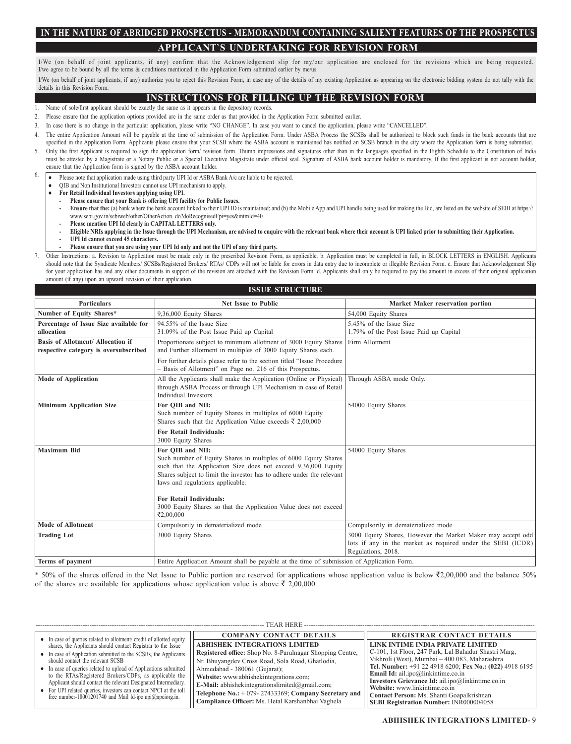## IN THE NATURE OF ABRIDGED PROSPECTUS - MEMORANDUM CONTAINING SALIENT FEATURES OF THE PROSPECTUS

## APPLICANT`S UNDERTAKING FOR REVISION FORM

I/We (on behalf of joint applicants, if any) confirm that the Acknowledgement slip for my/our application are enclosed for the revisions which are being requested. I/we agree to be bound by all the terms & conditions mentioned in the Application Form submitted earlier by me/us.

I/We (on behalf of joint applicants, if any) authorize you to reject this Revision Form, in case any of the details of my existing Application as appearing on the electronic bidding system do not tally with the details in this Revision Form.

## INSTRUCTIONS FOR FILLING UP THE REVISION FORM

1. Name of sole/first applicant should be exactly the same as it appears in the depository records.
2. Please ensure that the application options provided are in the same order as that provided in the Application Form submitted earlier.
3. In case there is no change in the particular application, please write "NO CHANGE". In case you want to cancel the application, please write "CANCELLED".
4. The entire Application Amount will be payable at the time of submission of the Application Form. Under ASBA Process the SCSBs shall be authorized to block such funds in the bank accounts that are specified in the Application Form. Applicants please ensure that your SCSB where the ASBA account is maintained has notified an SCSB branch in the city where the Application form is being submitted.
5. Only the first Applicant is required to sign the application form/ revision form. Thumb impressions and signatures other than in the languages specified in the Eighth Schedule to the Constitution of India must be attested by a Magistrate or a Notary Public or a Special Executive Magistrate under official seal. Signature of ASBA bank account holder is mandatory. If the first applicant is not account holder, ensure that the Application form is signed by the ASBA account holder.
6. 
   - Please note that application made using third party UPI Id or ASBA Bank A/c are liable to be rejected.
   - QIB and Non Institutional Investors cannot use UPI mechanism to apply.
   - **For Retail Individual Investors applying using UPI.**
     - **Please ensure that your Bank is offering UPI facility for Public Issues.**
     - **Ensure that the:** (a) bank where the bank account linked to their UPI ID is maintained; and (b) the Mobile App and UPI handle being used for making the Bid, are listed on the website of SEBI at https://www.sebi.gov.in/sebiweb/other/OtherAction. do?doRecognisedFpi=yes&intmId=40
     - **Please mention UPI Id clearly in CAPITAL LETTERS only.**
     - **Eligible NRIs applying in the Issue through the UPI Mechanism, are advised to enquire with the relevant bank where their account is UPI linked prior to submitting their Application.**
     - **UPI Id cannot exceed 45 characters.**
     - **Please ensure that you are using your UPI Id only and not the UPI of any third party.**
7. Other Instructions: a. Revision to Application must be made only in the prescribed Revision Form, as applicable. b. Application must be completed in full, in BLOCK LETTERS in ENGLISH. Applicants should note that the Syndicate Members/ SCSBs/Registered Brokers/ RTAs/ CDPs will not be liable for errors in data entry due to incomplete or illegible Revision Form. c. Ensure that Acknowledgement Slip for your application has and any other documents in support of the revision are attached with the Revision Form. d. Applicants shall only be required to pay the amount in excess of their original application amount (if any) upon an upward revision of their application.

## ISSUE STRUCTURE

| Particulars | Net Issue to Public | Market Maker reservation portion |
|---|---|---|
| **Number of Equity Shares*** | 9,36,000 Equity Shares | 54,000 Equity Shares |
| **Percentage of Issue Size available for allocation** | 94.55% of the Issue Size<br>31.09% of the Post Issue Paid up Capital | 5.45% of the Issue Size<br>1.79% of the Post Issue Paid up Capital |
| **Basis of Allotment/ Allocation if respective category is oversubscribed** | Proportionate subject to minimum allotment of 3000 Equity Shares and Further allotment in multiples of 3000 Equity Shares each.<br>For further details please refer to the section titled "Issue Procedure – Basis of Allotment" on Page no. 216 of this Prospectus. | Firm Allotment |
| **Mode of Application** | All the Applicants shall make the Application (Online or Physical) through ASBA Process or through UPI Mechanism in case of Retail Individual Investors. | Through ASBA mode Only. |
| **Minimum Application Size** | **For QIB and NII:**<br>Such number of Equity Shares in multiples of 6000 Equity Shares such that the Application Value exceeds ₹ 2,00,000<br>**For Retail Individuals:**<br>3000 Equity Shares | 54000 Equity Shares |
| **Maximum Bid** | **For QIB and NII:**<br>Such number of Equity Shares in multiples of 6000 Equity Shares such that the Application Size does not exceed 9,36,000 Equity Shares subject to limit the investor has to adhere under the relevant laws and regulations applicable.<br>**For Retail Individuals:**<br>3000 Equity Shares so that the Application Value does not exceed ₹2,00,000 | 54000 Equity Shares |
| **Mode of Allotment** | Compulsorily in dematerialized mode | Compulsorily in dematerialized mode |
| **Trading Lot** | 3000 Equity Shares | 3000 Equity Shares, However the Market Maker may accept odd lots if any in the market as required under the SEBI (ICDR) Regulations, 2018. |
| **Terms of payment** | Entire Application Amount shall be payable at the time of submission of Application Form. | |

\* 50% of the shares offered in the Net Issue to Public portion are reserved for applications whose application value is below ₹2,00,000 and the balance 50% of the shares are available for applications whose application value is above ₹ 2,00,000.

TEAR HERE

- In case of queries related to allotment/ credit of allotted equity shares, the Applicants should contact Registrar to the Issue
- In case of Application submitted to the SCSBs, the Applicants should contact the relevant SCSB
- In case of queries related to upload of Applications submitted to the RTAs/Registered Brokers/CDPs, as applicable the Applicant should contact the relevant Designated Intermediary.
- For UPI related queries, investors can contact NPCI at the toll free number-18001201740 and Mail Id-ipo.upi@npciorg.in.

**COMPANY CONTACT DETAILS**

**ABHISHEK INTEGRATIONS LIMITED**
**Registered office:** Shop No. 8-Parulnagar Shopping Centre, Nr. Bhuyangdev Cross Road, Sola Road, Ghatlodia, Ahmedabad - 380061 (Gujarat);
**Website:** www.abhishekintegrations.com;
**E-Mail:** abhishekintegrationslimited@gmail.com;
**Telephone No.:** + 079- 27433369; **Company Secretary and Compliance Officer:** Ms. Hetal Karshanbhai Vaghela

**REGISTRAR CONTACT DETAILS**

**LINK INTIME INDIA PRIVATE LIMITED**
C-101, 1st Floor, 247 Park, Lal Bahadur Shastri Marg, Vikhroli (West), Mumbai – 400 083, Maharashtra
**Tel. Number:** +91 22 4918 6200; **Fex No.: (022)** 4918 6195
**Email Id:** ail.ipo@linkintime.co.in
**Investors Grievance Id:** ail.ipo@linkintime.co.in
**Website:** www.linkintime.co.in
**Contact Person:** Ms. Shanti Goapalkrishnan
**SEBI Registration Number:** INR000004058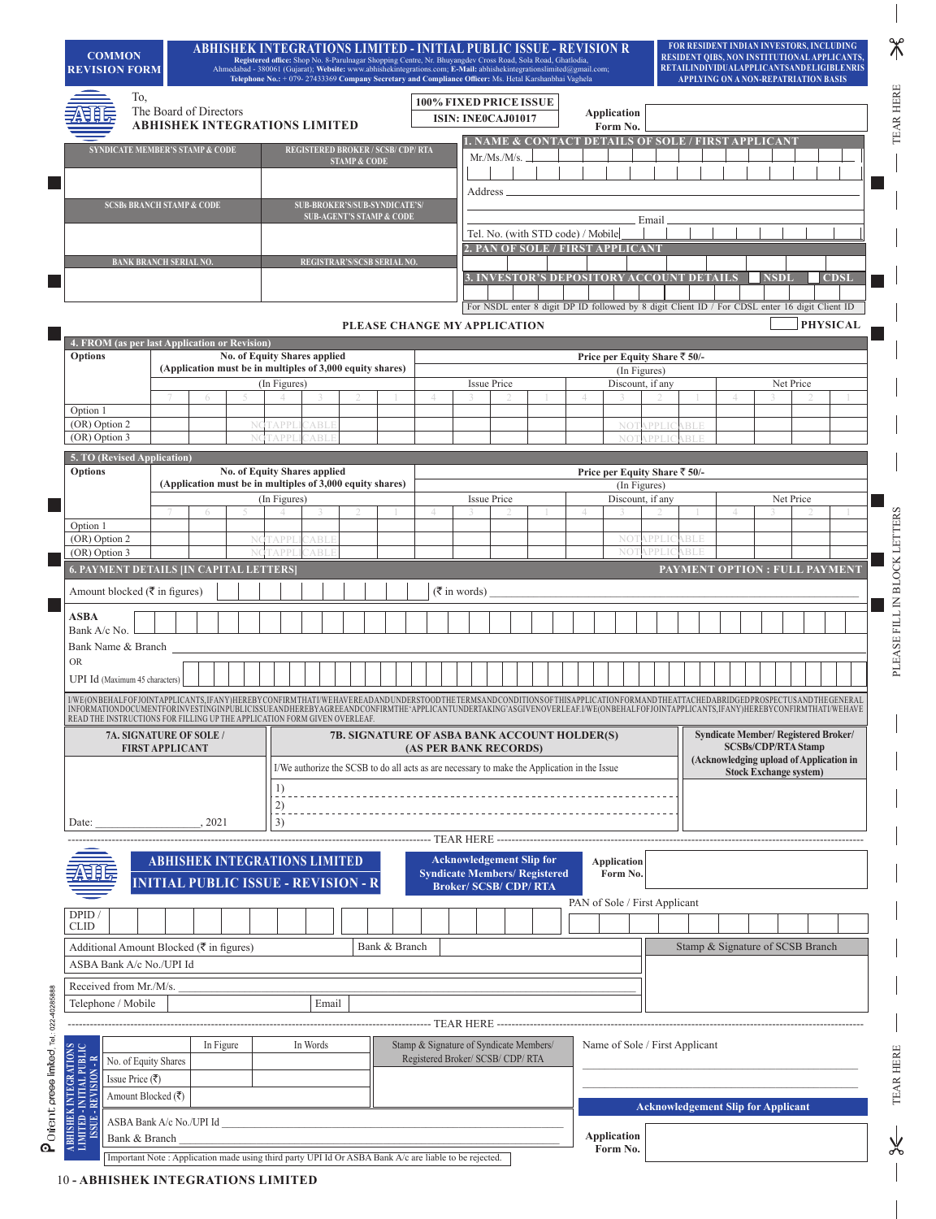**COMMON REVISION FORM**

# ABHISHEK INTEGRATIONS LIMITED - INITIAL PUBLIC ISSUE - REVISION R

**Registered office:** Shop No. 8-Parulnagar Shopping Centre, Nr. Bhuyangdev Cross Road, Sola Road, Ghatlodia, Ahmedabad - 380061 (Gujarat); **Website:** www.abhishekintegrations.com; **E-Mail:** abhishekintegrationslimited@gmail.com; **Telephone No.:** + 079- 27433369 **Company Secretary and Compliance Officer:** Ms. Hetal Karshanbhai Vaghela

**FOR RESIDENT INDIAN INVESTORS, INCLUDING RESIDENT QIBS, NON INSTITUTIONAL APPLICANTS, RETAILINDIVIDUALAPPLICANTSANDELIGIBLENRIS APPLYING ON A NON-REPATRIATION BASIS**

To,
The Board of Directors
**ABHISHEK INTEGRATIONS LIMITED**

**100% FIXED PRICE ISSUE**
**ISIN: INE0CAJ01017**

**Application Form No.**

| SYNDICATE MEMBER'S STAMP & CODE | REGISTERED BROKER / SCSB/ CDP/ RTA STAMP & CODE |
|---|---|
| | |
| SCSBs BRANCH STAMP & CODE | SUB-BROKER'S/SUB-SYNDICATE'S/ SUB-AGENT'S STAMP & CODE |
| | |
| BANK BRANCH SERIAL NO. | REGISTRAR'S/SCSB SERIAL NO. |
| | |

**1. NAME & CONTACT DETAILS OF SOLE / FIRST APPLICANT**

Mr./Ms./M/s.

Address

Email

Tel. No. (with STD code) / Mobile

**2. PAN OF SOLE / FIRST APPLICANT**

**3. INVESTOR'S DEPOSITORY ACCOUNT DETAILS** NSDL CDSL

For NSDL enter 8 digit DP ID followed by 8 digit Client ID / For CDSL enter 16 digit Client ID

PHYSICAL

**PLEASE CHANGE MY APPLICATION**

**4. FROM (as per last Application or Revision)**

| Options | No. of Equity Shares applied (Application must be in multiples of 3,000 equity shares) (In Figures) | | | | | | | Price per Equity Share ₹ 50/- (In Figures) Issue Price | | | | Discount, if any | | | | Net Price | | | |
|---|---|---|---|---|---|---|---|---|---|---|---|---|---|---|---|---|---|---|---|
| | 7 | 6 | 5 | 4 | 3 | 2 | 1 | 4 | 3 | 2 | 1 | 4 | 3 | 2 | 1 | 4 | 3 | 2 | 1 |
| Option 1 | | | | | | | | | | | | | | | | | | | |
| (OR) Option 2 | NOT APPLICABLE | | | | | | | | | | | NOT APPLICABLE | | | | | | | |
| (OR) Option 3 | NOT APPLICABLE | | | | | | | | | | | NOT APPLICABLE | | | | | | | |

**5. TO (Revised Application)**

| Options | No. of Equity Shares applied (Application must be in multiples of 3,000 equity shares) (In Figures) | | | | | | | Price per Equity Share ₹ 50/- (In Figures) Issue Price | | | | Discount, if any | | | | Net Price | | | |
|---|---|---|---|---|---|---|---|---|---|---|---|---|---|---|---|---|---|---|---|
| | 7 | 6 | 5 | 4 | 3 | 2 | 1 | 4 | 3 | 2 | 1 | 4 | 3 | 2 | 1 | 4 | 3 | 2 | 1 |
| Option 1 | | | | | | | | | | | | | | | | | | | |
| (OR) Option 2 | NOT APPLICABLE | | | | | | | | | | | NOT APPLICABLE | | | | | | | |
| (OR) Option 3 | NOT APPLICABLE | | | | | | | | | | | NOT APPLICABLE | | | | | | | |

**6. PAYMENT DETAILS [IN CAPITAL LETTERS]** **PAYMENT OPTION : FULL PAYMENT**

Amount blocked (₹ in figures) (₹ in words)

**ASBA**
Bank A/c No.

Bank Name & Branch

OR

UPI Id (Maximum 45 characters)

I/WE (ON BEHALF OF JOINT APPLICANTS, IF ANY) HEREBY CONFIRM THAT I/WE HAVE READ AND UNDERSTOOD THE TERMS AND CONDITIONS OF THIS APPLICATION FORM AND THE ATTACHED ABRIDGED PROSPECTUS AND THE GENERAL INFORMATION DOCUMENT FOR INVESTING IN PUBLIC ISSUE AND HEREBY AGREE AND CONFIRM THE 'APPLICANT UNDERTAKING' AS GIVEN OVERLEAF. I/WE (ON BEHALF OF JOINT APPLICANTS, IF ANY) HEREBY CONFIRM THAT I/WE HAVE READ THE INSTRUCTIONS FOR FILLING UP THE APPLICATION FORM GIVEN OVERLEAF.

| 7A. SIGNATURE OF SOLE / FIRST APPLICANT | 7B. SIGNATURE OF ASBA BANK ACCOUNT HOLDER(S) (AS PER BANK RECORDS) | Syndicate Member/ Registered Broker/ SCSBs/CDP/RTA Stamp (Acknowledging upload of Application in Stock Exchange system) |
|---|---|---|
| | I/We authorize the SCSB to do all acts as are necessary to make the Application in the Issue<br>1)<br>2)<br>3) | |
| Date: _______________, 2021 | | |

--- TEAR HERE ---

**ABHISHEK INTEGRATIONS LIMITED**
**INITIAL PUBLIC ISSUE - REVISION - R**

**Acknowledgement Slip for Syndicate Members/ Registered Broker/ SCSB/ CDP/ RTA**

**Application Form No.**

DPID / CLID

PAN of Sole / First Applicant

Additional Amount Blocked (₹ in figures) | Bank & Branch | Stamp & Signature of SCSB Branch

ASBA Bank A/c No./UPI Id

Received from Mr./Ms./M/s.

Telephone / Mobile | Email

--- TEAR HERE ---

ABHISHEK INTEGRATIONS LIMITED - INITIAL PUBLIC ISSUE - REVISION - R

| | In Figure | In Words |
|---|---|---|
| No. of Equity Shares | | |
| Issue Price (₹) | | |
| Amount Blocked (₹) | | |

Stamp & Signature of Syndicate Members/ Registered Broker/ SCSB/ CDP/ RTA

Name of Sole / First Applicant

**Acknowledgement Slip for Applicant**

ASBA Bank A/c No./UPI Id

Bank & Branch

**Application Form No.**

Important Note : Application made using third party UPI Id Or ASBA Bank A/c are liable to be rejected.

TEAR HERE

PLEASE FILL IN BLOCK LETTERS